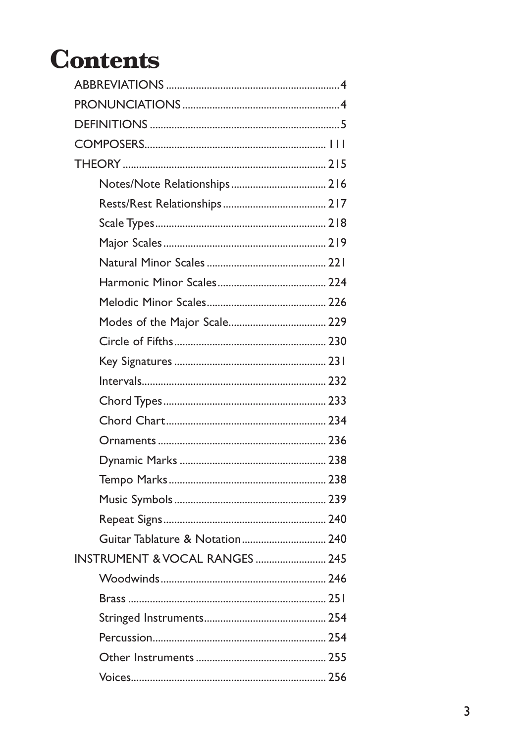# Contents

ABBREVIATIONS ....... 4

PRONUNCIATIONS ....... 4

DEFINITIONS ....... 5

COMPOSERS ....... 111

THEORY ....... 215

- Notes/Note Relationships ....... 216
- Rests/Rest Relationships ....... 217
- Scale Types ....... 218
- Major Scales ....... 219
- Natural Minor Scales ....... 221
- Harmonic Minor Scales ....... 224
- Melodic Minor Scales ....... 226
- Modes of the Major Scale ....... 229
- Circle of Fifths ....... 230
- Key Signatures ....... 231
- Intervals ....... 232
- Chord Types ....... 233
- Chord Chart ....... 234
- Ornaments ....... 236
- Dynamic Marks ....... 238
- Tempo Marks ....... 238
- Music Symbols ....... 239
- Repeat Signs ....... 240
- Guitar Tablature & Notation ....... 240

INSTRUMENT & VOCAL RANGES ....... 245

- Woodwinds ....... 246
- Brass ....... 251
- Stringed Instruments ....... 254
- Percussion ....... 254
- Other Instruments ....... 255
- Voices ....... 256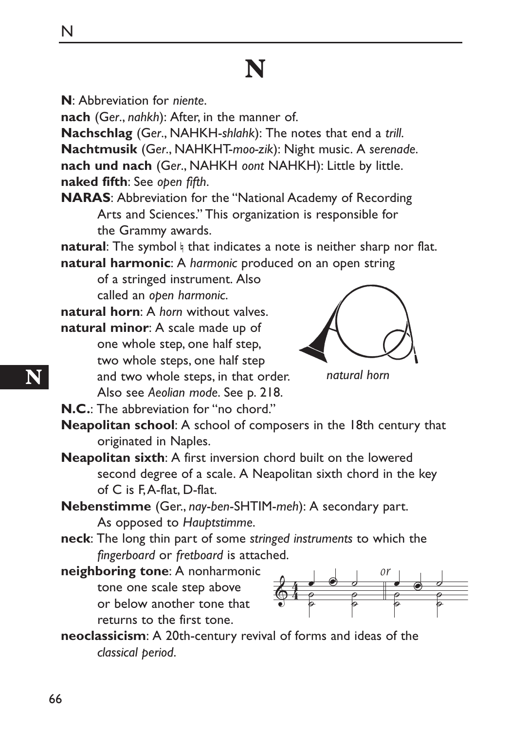# N

**N**: Abbreviation for *niente*.

**nach** (Ger., *nahkh*): After, in the manner of.

**Nachschlag** (Ger., NAHKH-*shlahk*): The notes that end a *trill*.

**Nachtmusik** (Ger., NAHKHT-*moo-zik*): Night music. A *serenade*.

**nach und nach** (Ger., NAHKH *oont* NAHKH): Little by little.

**naked fifth**: See *open fifth*.

**NARAS**: Abbreviation for the "National Academy of Recording Arts and Sciences." This organization is responsible for the Grammy awards.

**natural**: The symbol ♮ that indicates a note is neither sharp nor flat.

**natural harmonic**: A *harmonic* produced on an open string of a stringed instrument. Also called an *open harmonic*.

**natural horn**: A *horn* without valves.

*natural horn*

**natural minor**: A scale made up of one whole step, one half step, two whole steps, one half step and two whole steps, in that order. Also see *Aeolian mode*. See p. 218.

**N.C.**: The abbreviation for "no chord."

**Neapolitan school**: A school of composers in the 18th century that originated in Naples.

**Neapolitan sixth**: A first inversion chord built on the lowered second degree of a scale. A Neapolitan sixth chord in the key of C is F, A-flat, D-flat.

**Nebenstimme** (Ger., *nay-ben*-SHTIM-*meh*): A secondary part. As opposed to *Hauptstimme*.

**neck**: The long thin part of some *stringed instruments* to which the *fingerboard* or *fretboard* is attached.

**neighboring tone**: A nonharmonic tone one scale step above or below another tone that returns to the first tone.

**neoclassicism**: A 20th-century revival of forms and ideas of the *classical period*.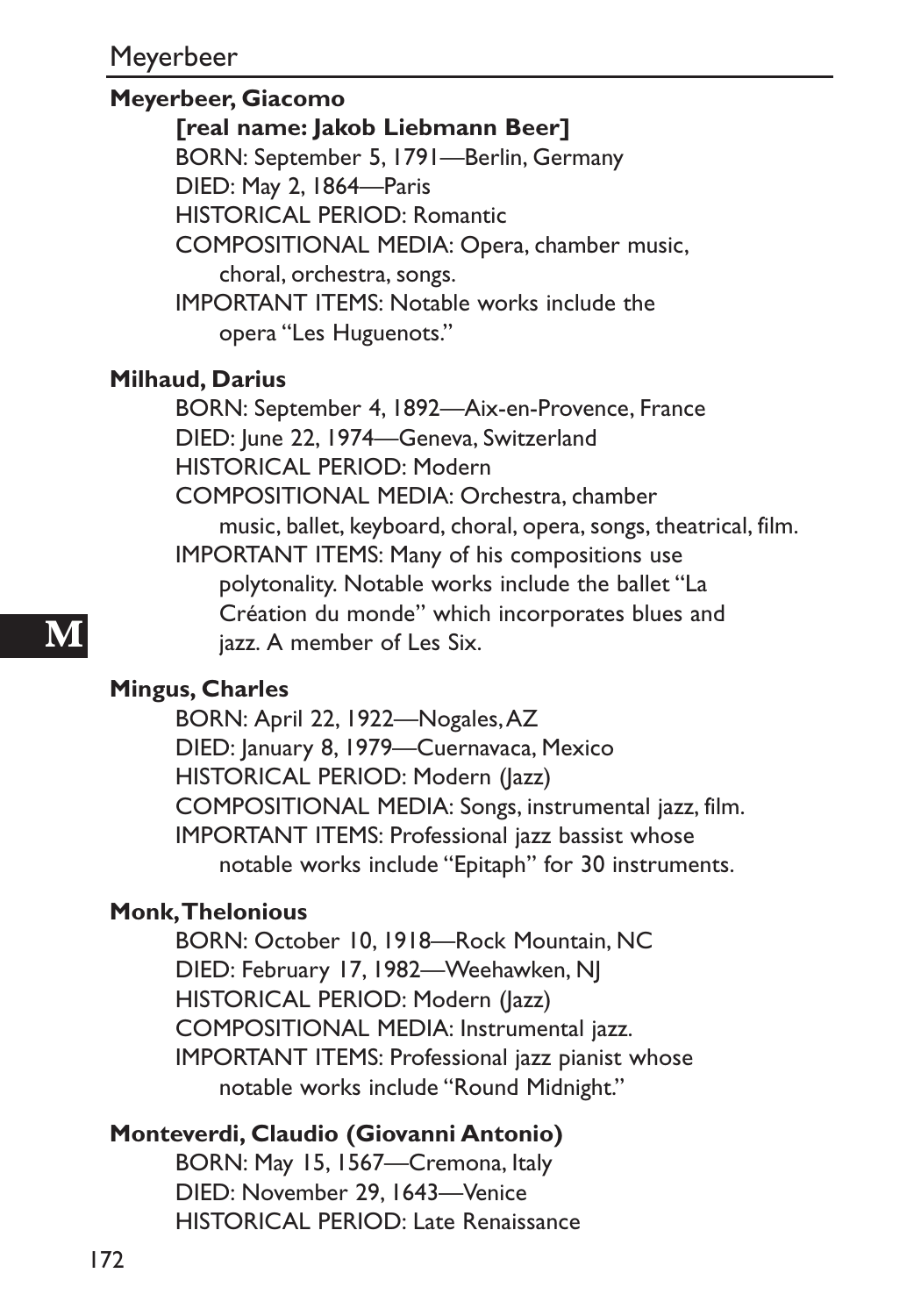**Meyerbeer, Giacomo**

**[real name: Jakob Liebmann Beer]**

BORN: September 5, 1791—Berlin, Germany
DIED: May 2, 1864—Paris
HISTORICAL PERIOD: Romantic
COMPOSITIONAL MEDIA: Opera, chamber music, choral, orchestra, songs.
IMPORTANT ITEMS: Notable works include the opera "Les Huguenots."

**Milhaud, Darius**

BORN: September 4, 1892—Aix-en-Provence, France
DIED: June 22, 1974—Geneva, Switzerland
HISTORICAL PERIOD: Modern
COMPOSITIONAL MEDIA: Orchestra, chamber music, ballet, keyboard, choral, opera, songs, theatrical, film.
IMPORTANT ITEMS: Many of his compositions use polytonality. Notable works include the ballet "La Création du monde" which incorporates blues and jazz. A member of Les Six.

**Mingus, Charles**

BORN: April 22, 1922—Nogales, AZ
DIED: January 8, 1979—Cuernavaca, Mexico
HISTORICAL PERIOD: Modern (Jazz)
COMPOSITIONAL MEDIA: Songs, instrumental jazz, film.
IMPORTANT ITEMS: Professional jazz bassist whose notable works include "Epitaph" for 30 instruments.

**Monk, Thelonious**

BORN: October 10, 1918—Rock Mountain, NC
DIED: February 17, 1982—Weehawken, NJ
HISTORICAL PERIOD: Modern (Jazz)
COMPOSITIONAL MEDIA: Instrumental jazz.
IMPORTANT ITEMS: Professional jazz pianist whose notable works include "Round Midnight."

**Monteverdi, Claudio (Giovanni Antonio)**

BORN: May 15, 1567—Cremona, Italy
DIED: November 29, 1643—Venice
HISTORICAL PERIOD: Late Renaissance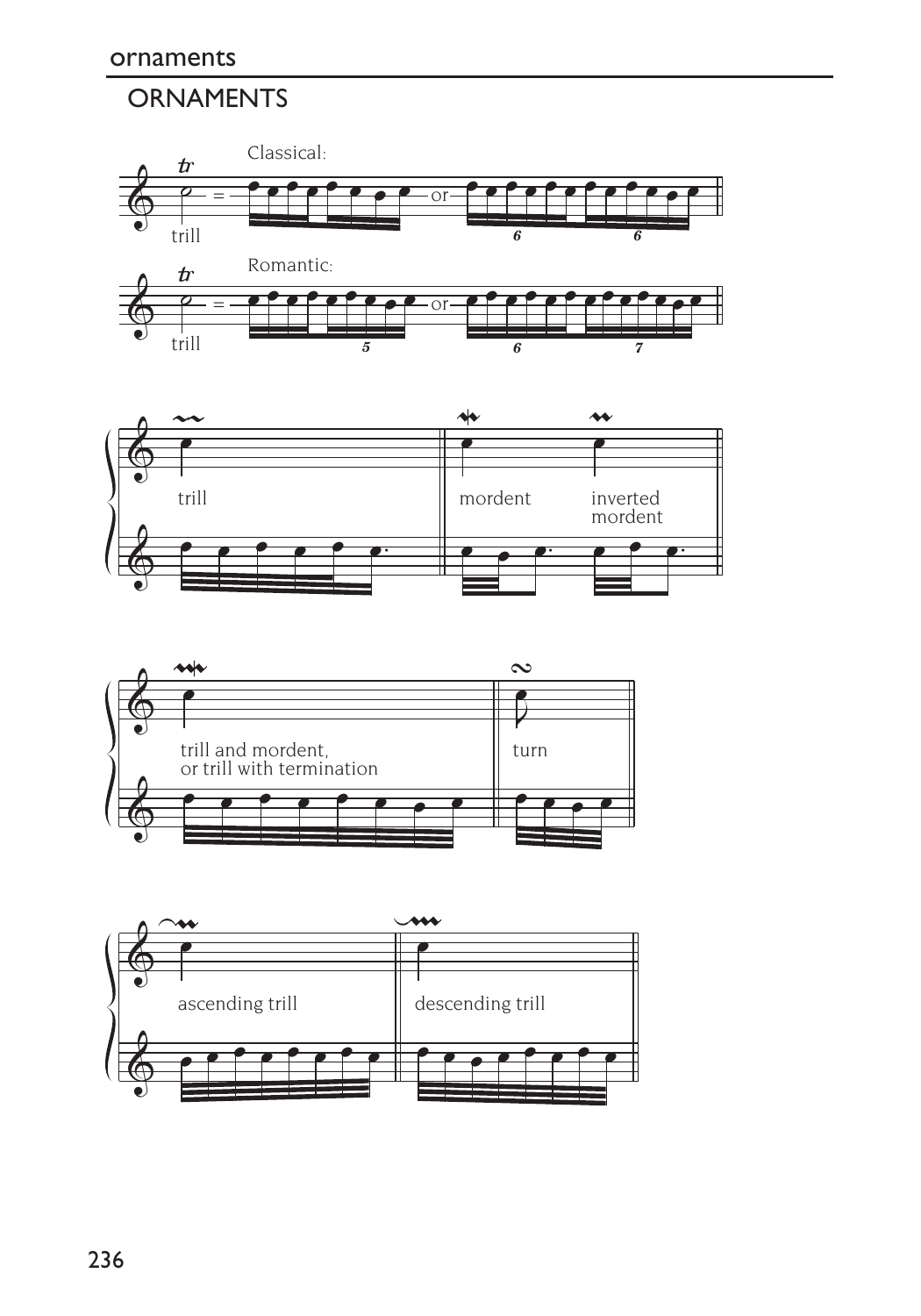# ORNAMENTS

Classical:

trill

Romantic:

trill

trill

mordent

inverted mordent

trill and mordent, or trill with termination

turn

ascending trill

descending trill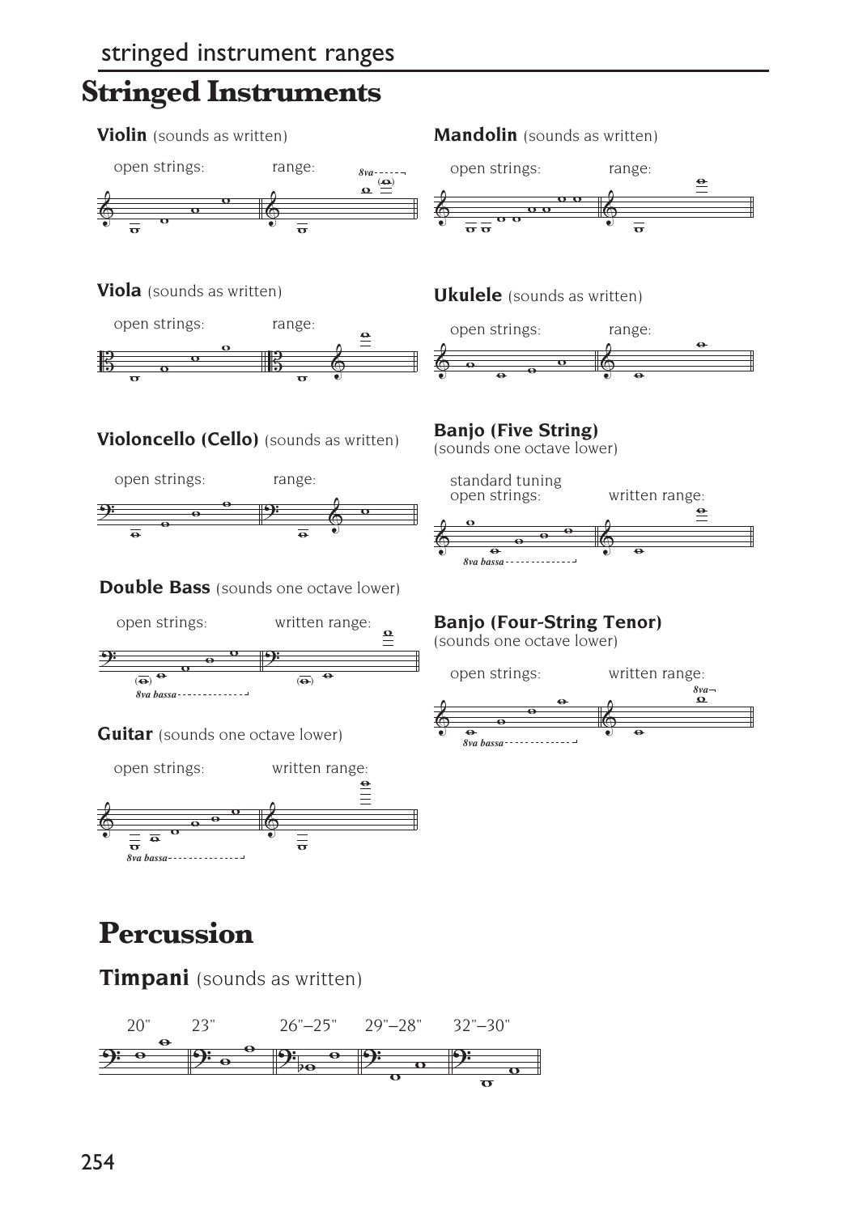# Stringed Instruments

**Violin** (sounds as written)

open strings: range:

8va

**Mandolin** (sounds as written)

open strings: range:

**Viola** (sounds as written)

open strings: range:

**Ukulele** (sounds as written)

open strings: range:

**Violoncello (Cello)** (sounds as written)

open strings: range:

**Banjo (Five String)**
(sounds one octave lower)

standard tuning
open strings: written range:

8va bassa

**Double Bass** (sounds one octave lower)

open strings: written range:

8va bassa

**Banjo (Four-String Tenor)**
(sounds one octave lower)

open strings: written range:

8va

8va bassa

**Guitar** (sounds one octave lower)

open strings: written range:

8va bassa

# Percussion

**Timpani** (sounds as written)

20" 23" 26"–25" 29"–28" 32"–30"